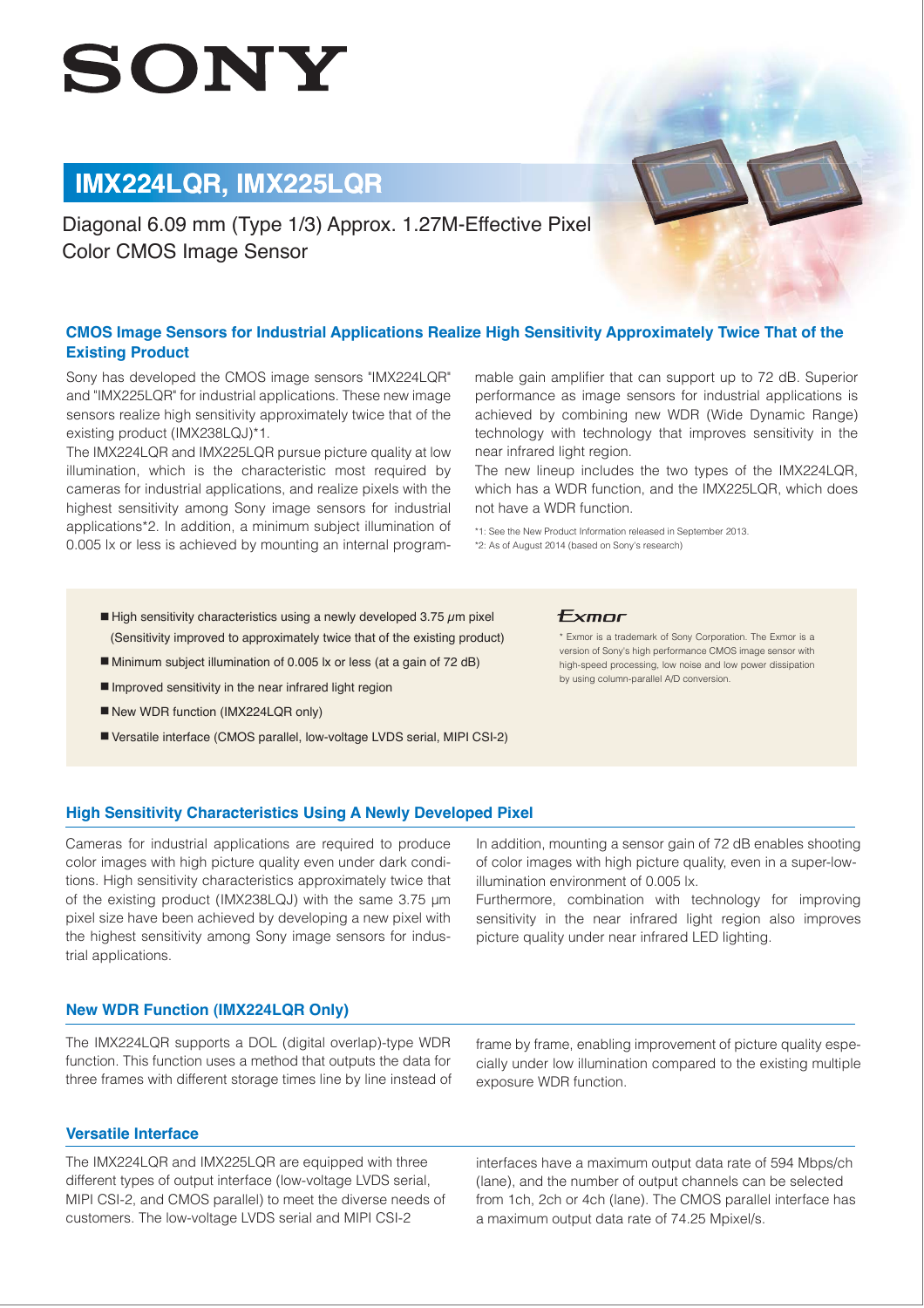# SONY

## IMX224LQR, IMX225LQR

Diagonal 6.09 mm (Type 1/3) Approx. 1.27M-Effective Pixel Color CMOS Image Sensor

### CMOS Image Sensors for Industrial Applications Realize High Sensitivity Approximately Twice That of the Existing Product

Sony has developed the CMOS image sensors "IMX224LQR" and "IMX225LQR" for industrial applications. These new image sensors realize high sensitivity approximately twice that of the existing product (IMX238LQJ)*1.

The IMX224LQR and IMX225LQR pursue picture quality at low illumination, which is the characteristic most required by cameras for industrial applications, and realize pixels with the highest sensitivity among Sony image sensors for industrial applications*2. In addition, a minimum subject illumination of 0.005 lx or less is achieved by mounting an internal programmable gain amplifier that can support up to 72 dB. Superior performance as image sensors for industrial applications is achieved by combining new WDR (Wide Dynamic Range) technology with technology that improves sensitivity in the near infrared light region.

The new lineup includes the two types of the IMX224LQR, which has a WDR function, and the IMX225LQR, which does not have a WDR function.

*1: See the New Product Information released in September 2013.
*2: As of August 2014 (based on Sony's research)

- High sensitivity characteristics using a newly developed 3.75 μm pixel (Sensitivity improved to approximately twice that of the existing product)
- Minimum subject illumination of 0.005 lx or less (at a gain of 72 dB)
- Improved sensitivity in the near infrared light region
- New WDR function (IMX224LQR only)
- Versatile interface (CMOS parallel, low-voltage LVDS serial, MIPI CSI-2)

*Exmor*

\* Exmor is a trademark of Sony Corporation. The Exmor is a version of Sony's high performance CMOS image sensor with high-speed processing, low noise and low power dissipation by using column-parallel A/D conversion.

### High Sensitivity Characteristics Using A Newly Developed Pixel

Cameras for industrial applications are required to produce color images with high picture quality even under dark conditions. High sensitivity characteristics approximately twice that of the existing product (IMX238LQJ) with the same 3.75 μm pixel size have been achieved by developing a new pixel with the highest sensitivity among Sony image sensors for industrial applications.

In addition, mounting a sensor gain of 72 dB enables shooting of color images with high picture quality, even in a super-low-illumination environment of 0.005 lx.

Furthermore, combination with technology for improving sensitivity in the near infrared light region also improves picture quality under near infrared LED lighting.

### New WDR Function (IMX224LQR Only)

The IMX224LQR supports a DOL (digital overlap)-type WDR function. This function uses a method that outputs the data for three frames with different storage times line by line instead of frame by frame, enabling improvement of picture quality especially under low illumination compared to the existing multiple exposure WDR function.

### Versatile Interface

The IMX224LQR and IMX225LQR are equipped with three different types of output interface (low-voltage LVDS serial, MIPI CSI-2, and CMOS parallel) to meet the diverse needs of customers. The low-voltage LVDS serial and MIPI CSI-2 interfaces have a maximum output data rate of 594 Mbps/ch (lane), and the number of output channels can be selected from 1ch, 2ch or 4ch (lane). The CMOS parallel interface has a maximum output data rate of 74.25 Mpixel/s.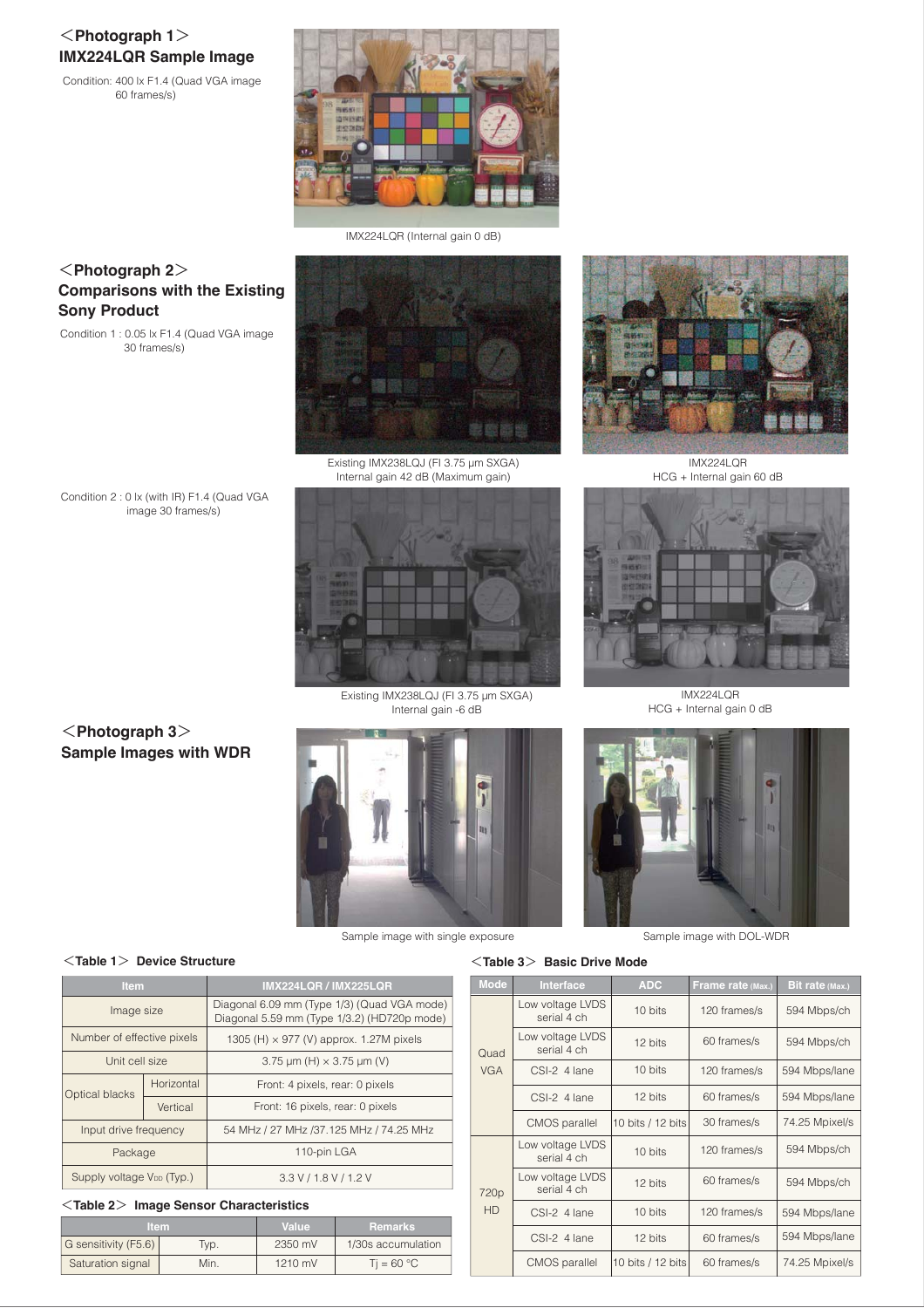## <Photograph 1>
### IMX224LQR Sample Image

Condition: 400 lx F1.4 (Quad VGA image 60 frames/s)

IMX224LQR (Internal gain 0 dB)

## <Photograph 2>
### Comparisons with the Existing Sony Product

Condition 1 : 0.05 lx F1.4 (Quad VGA image 30 frames/s)

Existing IMX238LQJ (FI 3.75 μm SXGA)
Internal gain 42 dB (Maximum gain)

IMX224LQR
HCG + Internal gain 60 dB

Condition 2 : 0 lx (with IR) F1.4 (Quad VGA image 30 frames/s)

Existing IMX238LQJ (FI 3.75 μm SXGA)
Internal gain -6 dB

IMX224LQR
HCG + Internal gain 0 dB

## <Photograph 3>
### Sample Images with WDR

Sample image with single exposure

Sample image with DOL-WDR

### <Table 1> Device Structure

| Item | | IMX224LQR / IMX225LQR |
|---|---|---|
| Image size | | Diagonal 6.09 mm (Type 1/3) (Quad VGA mode)<br>Diagonal 5.59 mm (Type 1/3.2) (HD720p mode) |
| Number of effective pixels | | 1305 (H) × 977 (V) approx. 1.27M pixels |
| Unit cell size | | 3.75 μm (H) × 3.75 μm (V) |
| Optical blacks | Horizontal | Front: 4 pixels, rear: 0 pixels |
| | Vertical | Front: 16 pixels, rear: 0 pixels |
| Input drive frequency | | 54 MHz / 27 MHz /37.125 MHz / 74.25 MHz |
| Package | | 110-pin LGA |
| Supply voltage $V_{DD}$ (Typ.) | | 3.3 V / 1.8 V / 1.2 V |

### <Table 2> Image Sensor Characteristics

| Item | | Value | Remarks |
|---|---|---|---|
| G sensitivity (F5.6) | Typ. | 2350 mV | 1/30s accumulation |
| Saturation signal | Min. | 1210 mV | Tj = 60 °C |

### <Table 3> Basic Drive Mode

| Mode | Interface | ADC | Frame rate (Max.) | Bit rate (Max.) |
|---|---|---|---|---|
| Quad VGA | Low voltage LVDS serial 4 ch | 10 bits | 120 frames/s | 594 Mbps/ch |
| | Low voltage LVDS serial 4 ch | 12 bits | 60 frames/s | 594 Mbps/ch |
| | CSI-2 4 lane | 10 bits | 120 frames/s | 594 Mbps/lane |
| | CSI-2 4 lane | 12 bits | 60 frames/s | 594 Mbps/lane |
| | CMOS parallel | 10 bits / 12 bits | 30 frames/s | 74.25 Mpixel/s |
| 720p HD | Low voltage LVDS serial 4 ch | 10 bits | 120 frames/s | 594 Mbps/ch |
| | Low voltage LVDS serial 4 ch | 12 bits | 60 frames/s | 594 Mbps/ch |
| | CSI-2 4 lane | 10 bits | 120 frames/s | 594 Mbps/lane |
| | CSI-2 4 lane | 12 bits | 60 frames/s | 594 Mbps/lane |
| | CMOS parallel | 10 bits / 12 bits | 60 frames/s | 74.25 Mpixel/s |